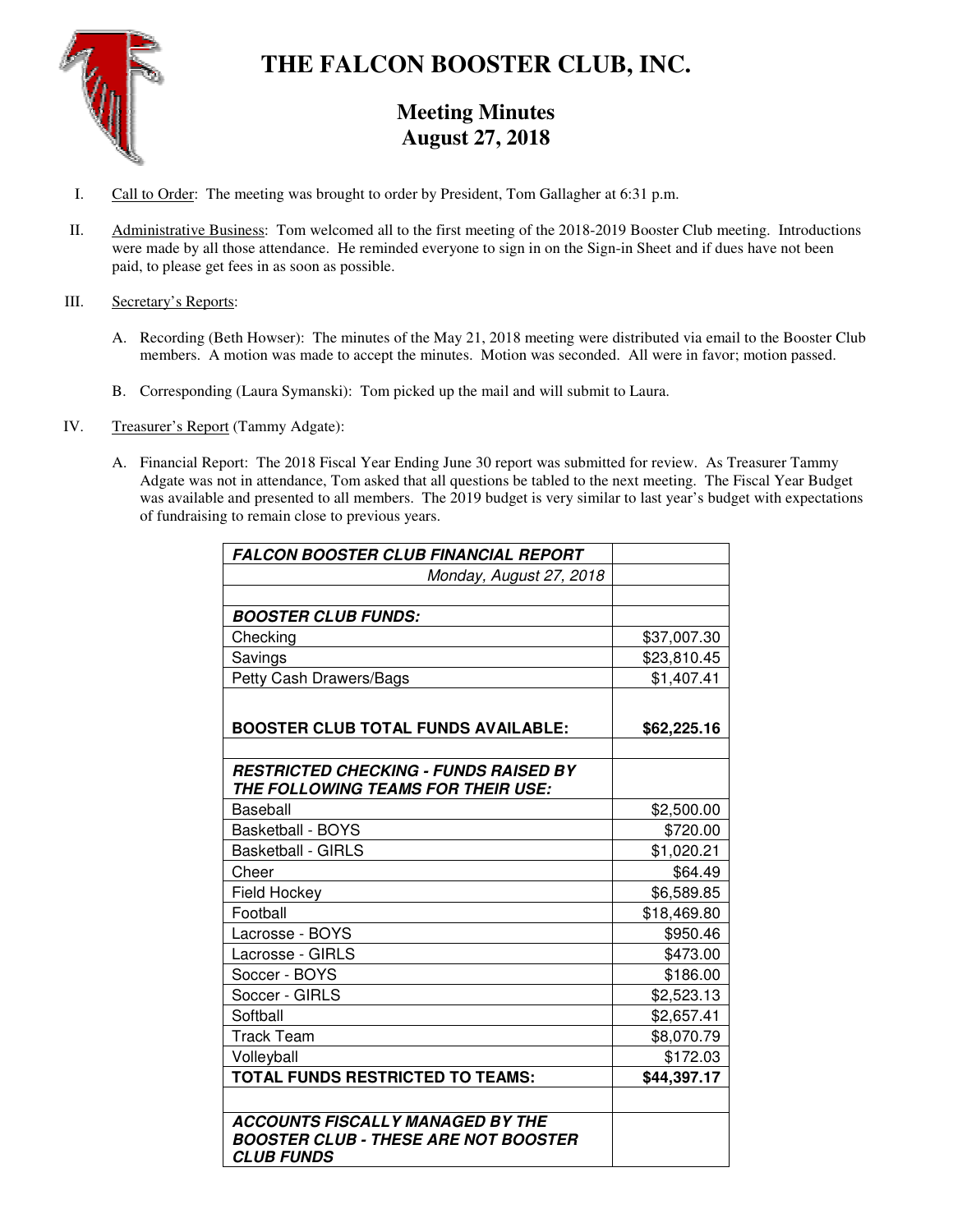# THE FALCON BOOSTER CLUB, INC.

## Meeting Minutes
## August 27, 2018

I. Call to Order: The meeting was brought to order by President, Tom Gallagher at 6:31 p.m.

II. Administrative Business: Tom welcomed all to the first meeting of the 2018-2019 Booster Club meeting. Introductions were made by all those attendance. He reminded everyone to sign in on the Sign-in Sheet and if dues have not been paid, to please get fees in as soon as possible.

III. Secretary's Reports:

A. Recording (Beth Howser): The minutes of the May 21, 2018 meeting were distributed via email to the Booster Club members. A motion was made to accept the minutes. Motion was seconded. All were in favor; motion passed.

B. Corresponding (Laura Symanski): Tom picked up the mail and will submit to Laura.

IV. Treasurer's Report (Tammy Adgate):

A. Financial Report: The 2018 Fiscal Year Ending June 30 report was submitted for review. As Treasurer Tammy Adgate was not in attendance, Tom asked that all questions be tabled to the next meeting. The Fiscal Year Budget was available and presented to all members. The 2019 budget is very similar to last year's budget with expectations of fundraising to remain close to previous years.

| ***FALCON BOOSTER CLUB FINANCIAL REPORT*** | |
|---|---|
| *Monday, August 27, 2018* | |
| | |
| ***BOOSTER CLUB FUNDS:*** | |
| Checking | $37,007.30 |
| Savings | $23,810.45 |
| Petty Cash Drawers/Bags | $1,407.41 |
| **BOOSTER CLUB TOTAL FUNDS AVAILABLE:** | **$62,225.16** |
| | |
| ***RESTRICTED CHECKING - FUNDS RAISED BY THE FOLLOWING TEAMS FOR THEIR USE:*** | |
| Baseball | $2,500.00 |
| Basketball - BOYS | $720.00 |
| Basketball - GIRLS | $1,020.21 |
| Cheer | $64.49 |
| Field Hockey | $6,589.85 |
| Football | $18,469.80 |
| Lacrosse - BOYS | $950.46 |
| Lacrosse - GIRLS | $473.00 |
| Soccer - BOYS | $186.00 |
| Soccer - GIRLS | $2,523.13 |
| Softball | $2,657.41 |
| Track Team | $8,070.79 |
| Volleyball | $172.03 |
| **TOTAL FUNDS RESTRICTED TO TEAMS:** | **$44,397.17** |
| | |
| ***ACCOUNTS FISCALLY MANAGED BY THE BOOSTER CLUB - THESE ARE NOT BOOSTER CLUB FUNDS*** | |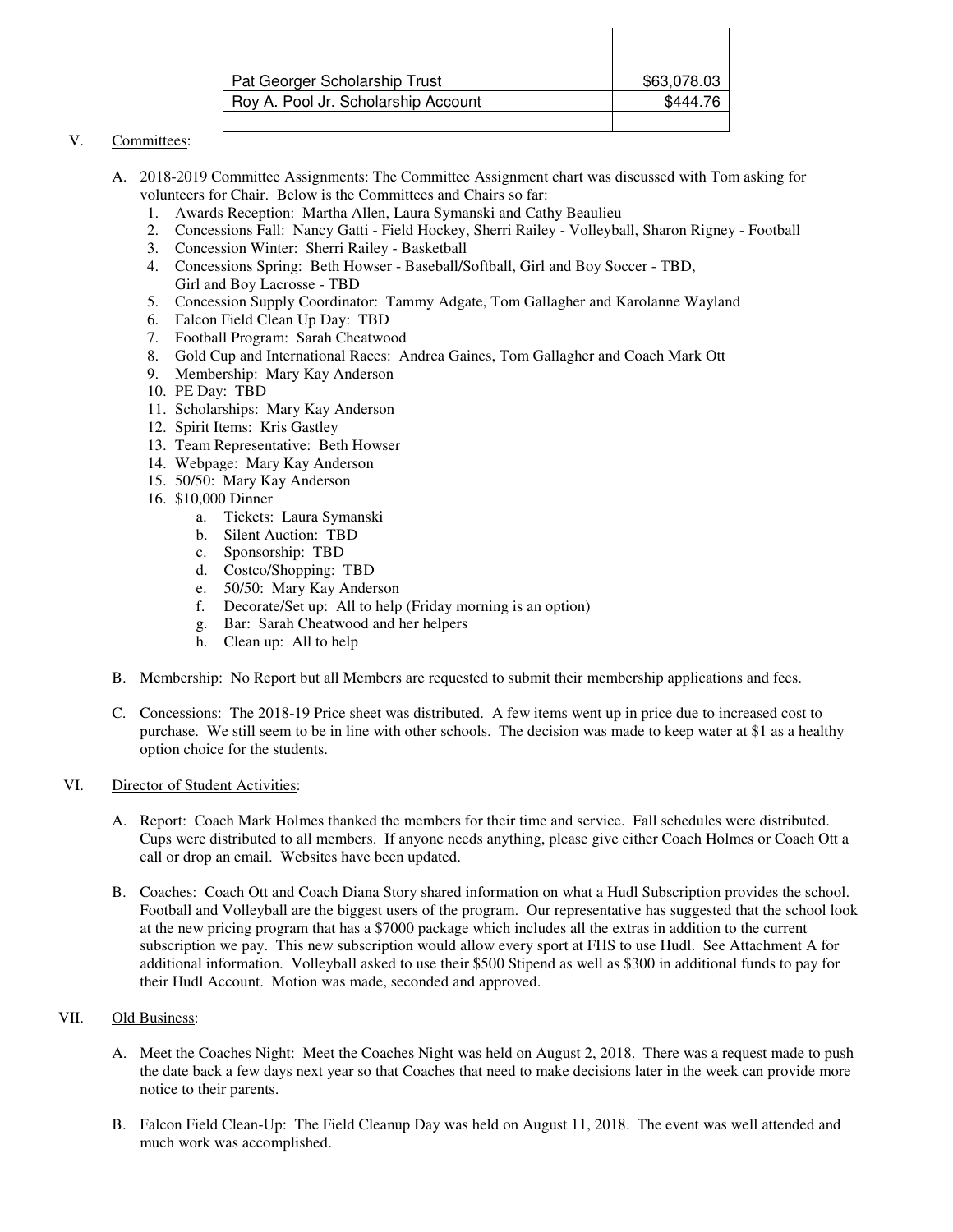| | |
|---|---|
| | |
| Pat Georger Scholarship Trust | $63,078.03 |
| Roy A. Pool Jr. Scholarship Account | $444.76 |
| | |

V. Committees:

A. 2018-2019 Committee Assignments: The Committee Assignment chart was discussed with Tom asking for volunteers for Chair. Below is the Committees and Chairs so far:

1. Awards Reception: Martha Allen, Laura Symanski and Cathy Beaulieu
2. Concessions Fall: Nancy Gatti - Field Hockey, Sherri Railey - Volleyball, Sharon Rigney - Football
3. Concession Winter: Sherri Railey - Basketball
4. Concessions Spring: Beth Howser - Baseball/Softball, Girl and Boy Soccer - TBD, Girl and Boy Lacrosse - TBD
5. Concession Supply Coordinator: Tammy Adgate, Tom Gallagher and Karolanne Wayland
6. Falcon Field Clean Up Day: TBD
7. Football Program: Sarah Cheatwood
8. Gold Cup and International Races: Andrea Gaines, Tom Gallagher and Coach Mark Ott
9. Membership: Mary Kay Anderson
10. PE Day: TBD
11. Scholarships: Mary Kay Anderson
12. Spirit Items: Kris Gastley
13. Team Representative: Beth Howser
14. Webpage: Mary Kay Anderson
15. 50/50: Mary Kay Anderson
16. $10,000 Dinner
    a. Tickets: Laura Symanski
    b. Silent Auction: TBD
    c. Sponsorship: TBD
    d. Costco/Shopping: TBD
    e. 50/50: Mary Kay Anderson
    f. Decorate/Set up: All to help (Friday morning is an option)
    g. Bar: Sarah Cheatwood and her helpers
    h. Clean up: All to help

B. Membership: No Report but all Members are requested to submit their membership applications and fees.

C. Concessions: The 2018-19 Price sheet was distributed. A few items went up in price due to increased cost to purchase. We still seem to be in line with other schools. The decision was made to keep water at $1 as a healthy option choice for the students.

VI. Director of Student Activities:

A. Report: Coach Mark Holmes thanked the members for their time and service. Fall schedules were distributed. Cups were distributed to all members. If anyone needs anything, please give either Coach Holmes or Coach Ott a call or drop an email. Websites have been updated.

B. Coaches: Coach Ott and Coach Diana Story shared information on what a Hudl Subscription provides the school. Football and Volleyball are the biggest users of the program. Our representative has suggested that the school look at the new pricing program that has a $7000 package which includes all the extras in addition to the current subscription we pay. This new subscription would allow every sport at FHS to use Hudl. See Attachment A for additional information. Volleyball asked to use their $500 Stipend as well as $300 in additional funds to pay for their Hudl Account. Motion was made, seconded and approved.

VII. Old Business:

A. Meet the Coaches Night: Meet the Coaches Night was held on August 2, 2018. There was a request made to push the date back a few days next year so that Coaches that need to make decisions later in the week can provide more notice to their parents.

B. Falcon Field Clean-Up: The Field Cleanup Day was held on August 11, 2018. The event was well attended and much work was accomplished.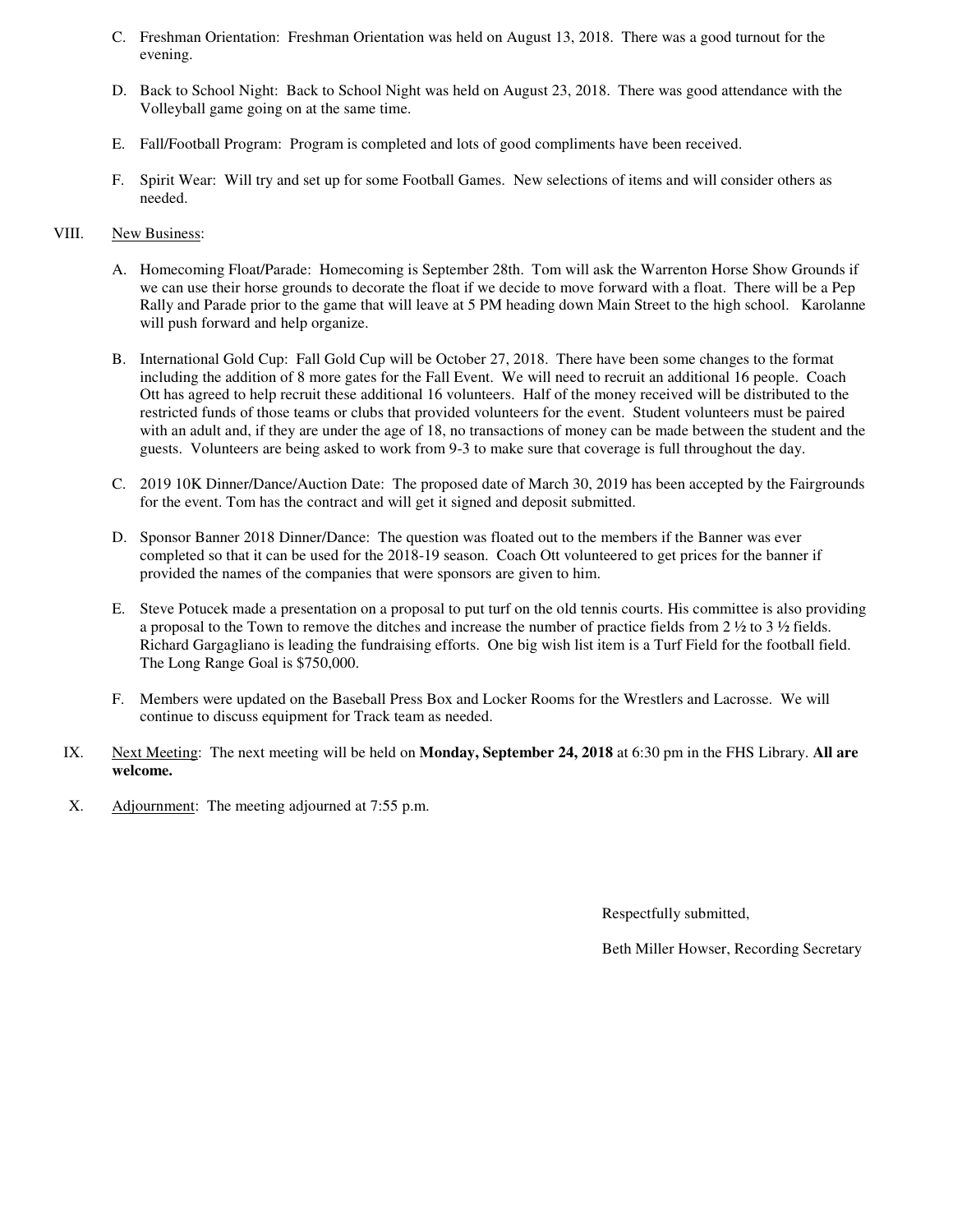C. Freshman Orientation: Freshman Orientation was held on August 13, 2018. There was a good turnout for the evening.

D. Back to School Night: Back to School Night was held on August 23, 2018. There was good attendance with the Volleyball game going on at the same time.

E. Fall/Football Program: Program is completed and lots of good compliments have been received.

F. Spirit Wear: Will try and set up for some Football Games. New selections of items and will consider others as needed.

VIII. New Business:

A. Homecoming Float/Parade: Homecoming is September 28th. Tom will ask the Warrenton Horse Show Grounds if we can use their horse grounds to decorate the float if we decide to move forward with a float. There will be a Pep Rally and Parade prior to the game that will leave at 5 PM heading down Main Street to the high school. Karolanne will push forward and help organize.

B. International Gold Cup: Fall Gold Cup will be October 27, 2018. There have been some changes to the format including the addition of 8 more gates for the Fall Event. We will need to recruit an additional 16 people. Coach Ott has agreed to help recruit these additional 16 volunteers. Half of the money received will be distributed to the restricted funds of those teams or clubs that provided volunteers for the event. Student volunteers must be paired with an adult and, if they are under the age of 18, no transactions of money can be made between the student and the guests. Volunteers are being asked to work from 9-3 to make sure that coverage is full throughout the day.

C. 2019 10K Dinner/Dance/Auction Date: The proposed date of March 30, 2019 has been accepted by the Fairgrounds for the event. Tom has the contract and will get it signed and deposit submitted.

D. Sponsor Banner 2018 Dinner/Dance: The question was floated out to the members if the Banner was ever completed so that it can be used for the 2018-19 season. Coach Ott volunteered to get prices for the banner if provided the names of the companies that were sponsors are given to him.

E. Steve Potucek made a presentation on a proposal to put turf on the old tennis courts. His committee is also providing a proposal to the Town to remove the ditches and increase the number of practice fields from 2 ½ to 3 ½ fields. Richard Gargagliano is leading the fundraising efforts. One big wish list item is a Turf Field for the football field. The Long Range Goal is $750,000.

F. Members were updated on the Baseball Press Box and Locker Rooms for the Wrestlers and Lacrosse. We will continue to discuss equipment for Track team as needed.

IX. Next Meeting: The next meeting will be held on **Monday, September 24, 2018** at 6:30 pm in the FHS Library. **All are welcome.**

X. Adjournment: The meeting adjourned at 7:55 p.m.

Respectfully submitted,

Beth Miller Howser, Recording Secretary